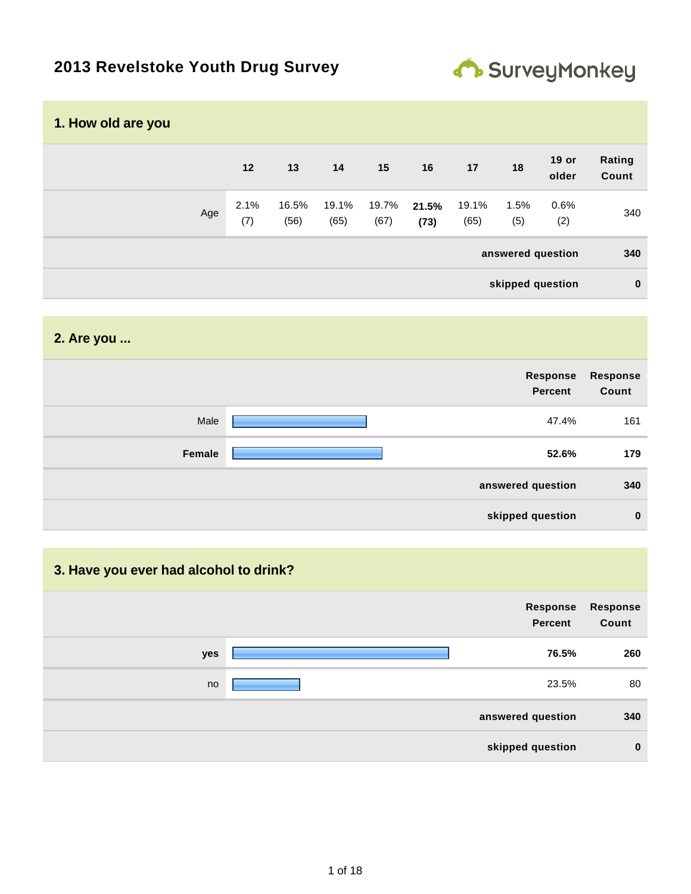# 2013 Revelstoke Youth Drug Survey

## 1. How old are you

| | 12 | 13 | 14 | 15 | 16 | 17 | 18 | 19 or older | Rating Count |
|---|---|---|---|---|---|---|---|---|---|
| Age | 2.1% (7) | 16.5% (56) | 19.1% (65) | 19.7% (67) | **21.5% (73)** | 19.1% (65) | 1.5% (5) | 0.6% (2) | 340 |
| | | | | | | | | **answered question** | **340** |
| | | | | | | | | **skipped question** | **0** |

## 2. Are you ...

| | Response Percent | Response Count |
|---|---|---|
| Male | 47.4% | 161 |
| **Female** | **52.6%** | **179** |
| **answered question** | | **340** |
| **skipped question** | | **0** |

## 3. Have you ever had alcohol to drink?

| | Response Percent | Response Count |
|---|---|---|
| **yes** | **76.5%** | **260** |
| no | 23.5% | 80 |
| **answered question** | | **340** |
| **skipped question** | | **0** |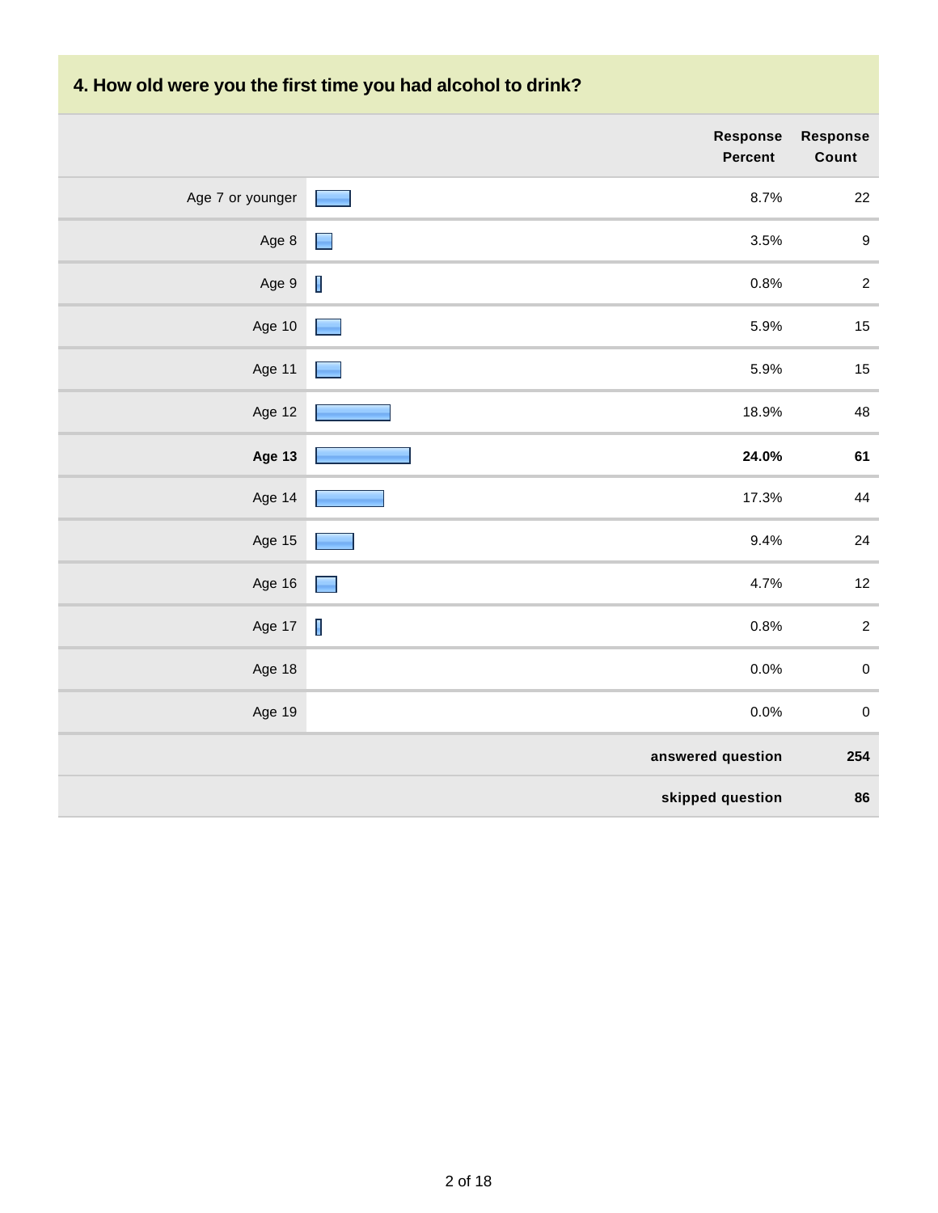## 4. How old were you the first time you had alcohol to drink?

| | Response Percent | Response Count |
|---|---|---|
| Age 7 or younger | 8.7% | 22 |
| Age 8 | 3.5% | 9 |
| Age 9 | 0.8% | 2 |
| Age 10 | 5.9% | 15 |
| Age 11 | 5.9% | 15 |
| Age 12 | 18.9% | 48 |
| **Age 13** | **24.0%** | **61** |
| Age 14 | 17.3% | 44 |
| Age 15 | 9.4% | 24 |
| Age 16 | 4.7% | 12 |
| Age 17 | 0.8% | 2 |
| Age 18 | 0.0% | 0 |
| Age 19 | 0.0% | 0 |
| | **answered question** | **254** |
| | **skipped question** | **86** |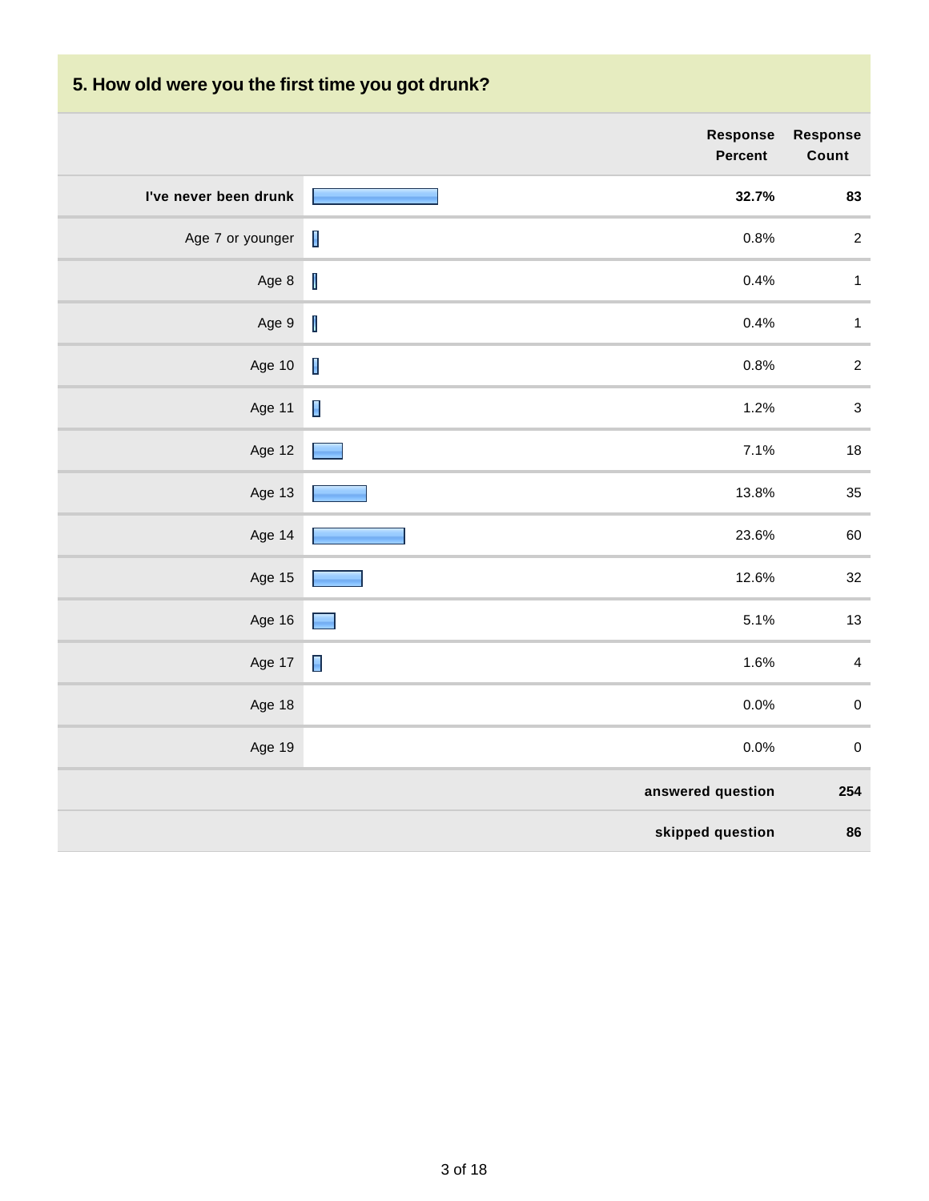## 5. How old were you the first time you got drunk?

| | Response Percent | Response Count |
|---|---|---|
| **I've never been drunk** | **32.7%** | **83** |
| Age 7 or younger | 0.8% | 2 |
| Age 8 | 0.4% | 1 |
| Age 9 | 0.4% | 1 |
| Age 10 | 0.8% | 2 |
| Age 11 | 1.2% | 3 |
| Age 12 | 7.1% | 18 |
| Age 13 | 13.8% | 35 |
| Age 14 | 23.6% | 60 |
| Age 15 | 12.6% | 32 |
| Age 16 | 5.1% | 13 |
| Age 17 | 1.6% | 4 |
| Age 18 | 0.0% | 0 |
| Age 19 | 0.0% | 0 |
| | **answered question** | **254** |
| | **skipped question** | **86** |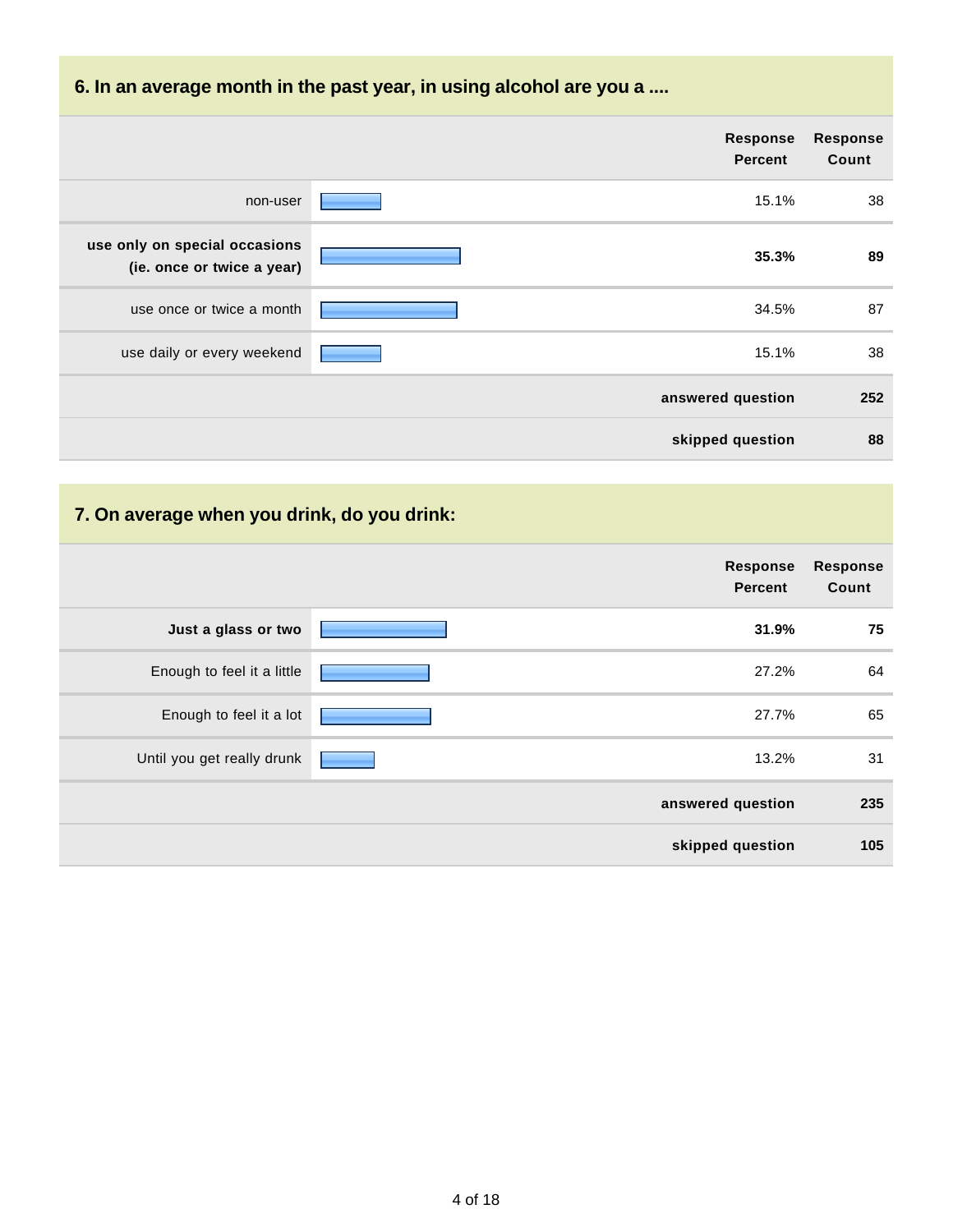## 6. In an average month in the past year, in using alcohol are you a ....

| | Response Percent | Response Count |
|---|---|---|
| non-user | 15.1% | 38 |
| **use only on special occasions (ie. once or twice a year)** | **35.3%** | **89** |
| use once or twice a month | 34.5% | 87 |
| use daily or every weekend | 15.1% | 38 |
| | **answered question** | **252** |
| | **skipped question** | **88** |

## 7. On average when you drink, do you drink:

| | Response Percent | Response Count |
|---|---|---|
| **Just a glass or two** | **31.9%** | **75** |
| Enough to feel it a little | 27.2% | 64 |
| Enough to feel it a lot | 27.7% | 65 |
| Until you get really drunk | 13.2% | 31 |
| | **answered question** | **235** |
| | **skipped question** | **105** |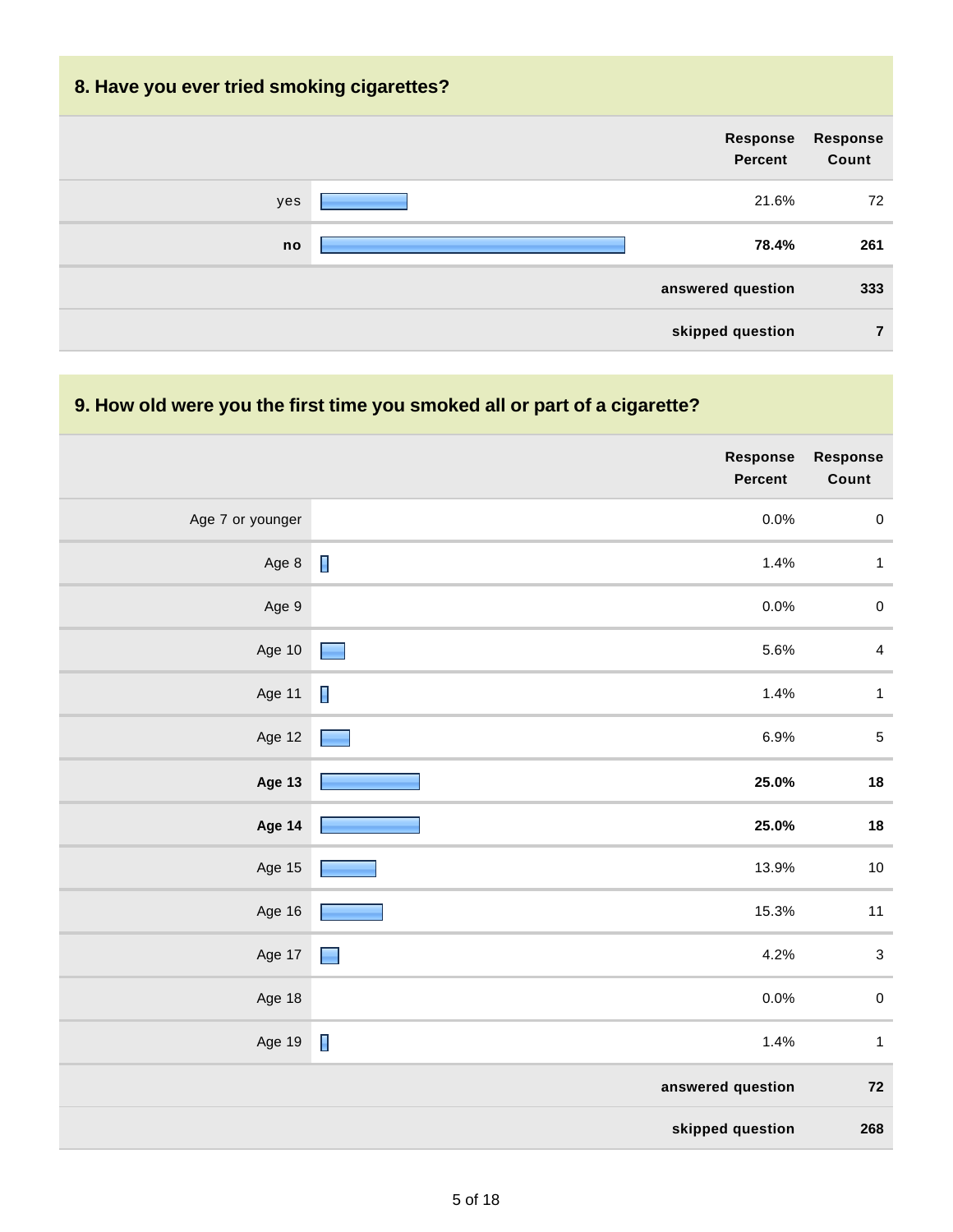## 8. Have you ever tried smoking cigarettes?

| | Response Percent | Response Count |
|---|---|---|
| yes | 21.6% | 72 |
| **no** | **78.4%** | **261** |
| | **answered question** | **333** |
| | **skipped question** | **7** |

## 9. How old were you the first time you smoked all or part of a cigarette?

| | Response Percent | Response Count |
|---|---|---|
| Age 7 or younger | 0.0% | 0 |
| Age 8 | 1.4% | 1 |
| Age 9 | 0.0% | 0 |
| Age 10 | 5.6% | 4 |
| Age 11 | 1.4% | 1 |
| Age 12 | 6.9% | 5 |
| **Age 13** | **25.0%** | **18** |
| **Age 14** | **25.0%** | **18** |
| Age 15 | 13.9% | 10 |
| Age 16 | 15.3% | 11 |
| Age 17 | 4.2% | 3 |
| Age 18 | 0.0% | 0 |
| Age 19 | 1.4% | 1 |
| | **answered question** | **72** |
| | **skipped question** | **268** |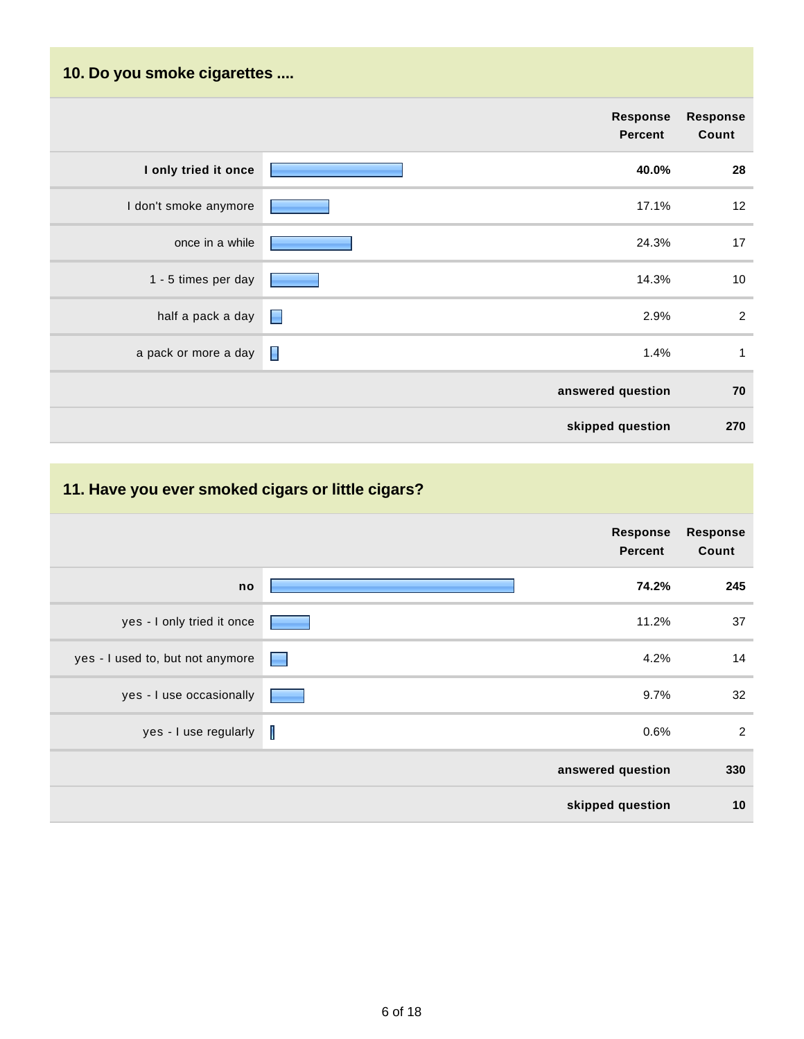## 10. Do you smoke cigarettes ....

| | Response Percent | Response Count |
|---|---|---|
| **I only tried it once** | **40.0%** | **28** |
| I don't smoke anymore | 17.1% | 12 |
| once in a while | 24.3% | 17 |
| 1 - 5 times per day | 14.3% | 10 |
| half a pack a day | 2.9% | 2 |
| a pack or more a day | 1.4% | 1 |
| | **answered question** | **70** |
| | **skipped question** | **270** |

## 11. Have you ever smoked cigars or little cigars?

| | Response Percent | Response Count |
|---|---|---|
| **no** | **74.2%** | **245** |
| yes - I only tried it once | 11.2% | 37 |
| yes - I used to, but not anymore | 4.2% | 14 |
| yes - I use occasionally | 9.7% | 32 |
| yes - I use regularly | 0.6% | 2 |
| | **answered question** | **330** |
| | **skipped question** | **10** |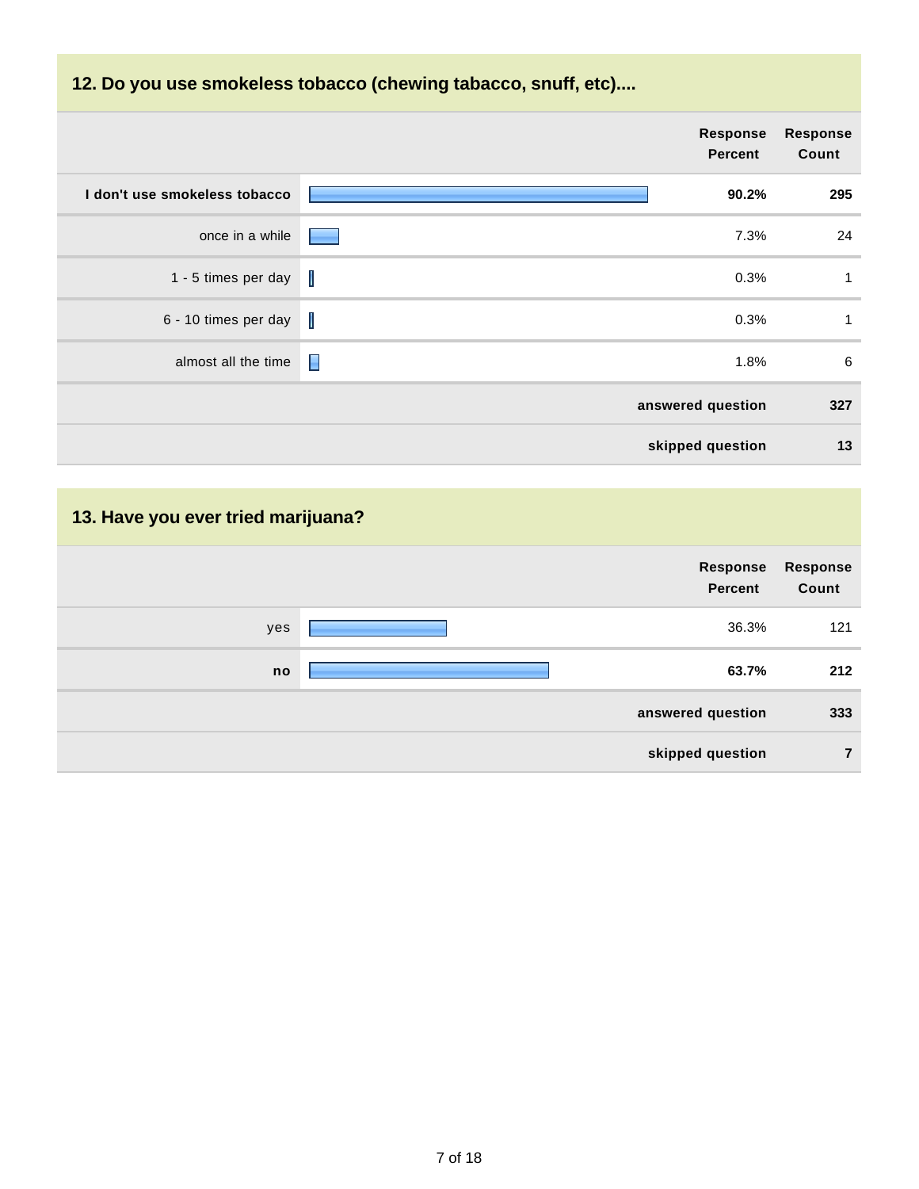## 12. Do you use smokeless tobacco (chewing tabacco, snuff, etc)....

| | Response Percent | Response Count |
|---|---|---|
| **I don't use smokeless tobacco** | **90.2%** | **295** |
| once in a while | 7.3% | 24 |
| 1 - 5 times per day | 0.3% | 1 |
| 6 - 10 times per day | 0.3% | 1 |
| almost all the time | 1.8% | 6 |
| | **answered question** | **327** |
| | **skipped question** | **13** |

## 13. Have you ever tried marijuana?

| | Response Percent | Response Count |
|---|---|---|
| yes | 36.3% | 121 |
| **no** | **63.7%** | **212** |
| | **answered question** | **333** |
| | **skipped question** | **7** |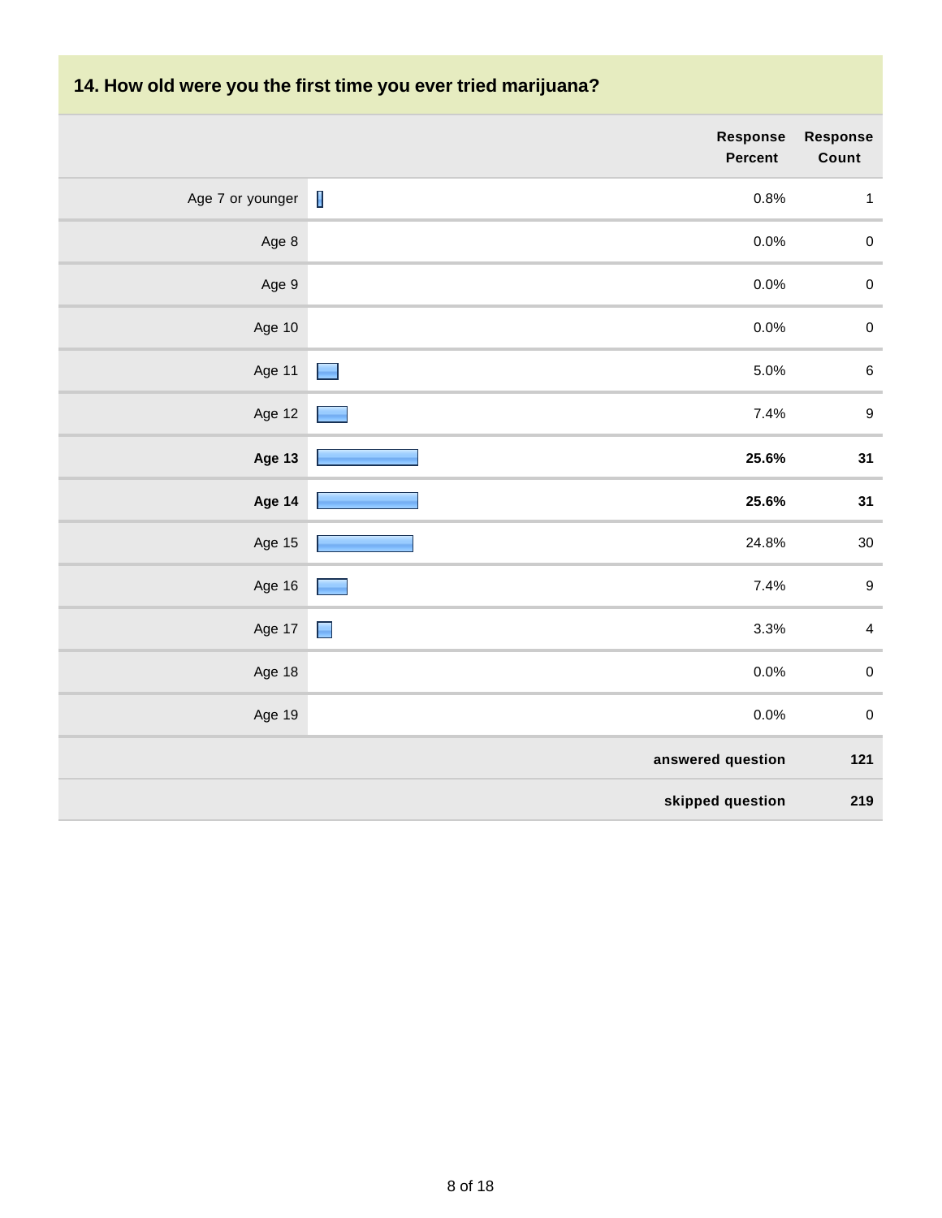### 14. How old were you the first time you ever tried marijuana?

| | Response Percent | Response Count |
|---|---|---|
| Age 7 or younger | 0.8% | 1 |
| Age 8 | 0.0% | 0 |
| Age 9 | 0.0% | 0 |
| Age 10 | 0.0% | 0 |
| Age 11 | 5.0% | 6 |
| Age 12 | 7.4% | 9 |
| **Age 13** | **25.6%** | **31** |
| **Age 14** | **25.6%** | **31** |
| Age 15 | 24.8% | 30 |
| Age 16 | 7.4% | 9 |
| Age 17 | 3.3% | 4 |
| Age 18 | 0.0% | 0 |
| Age 19 | 0.0% | 0 |
| | **answered question** | **121** |
| | **skipped question** | **219** |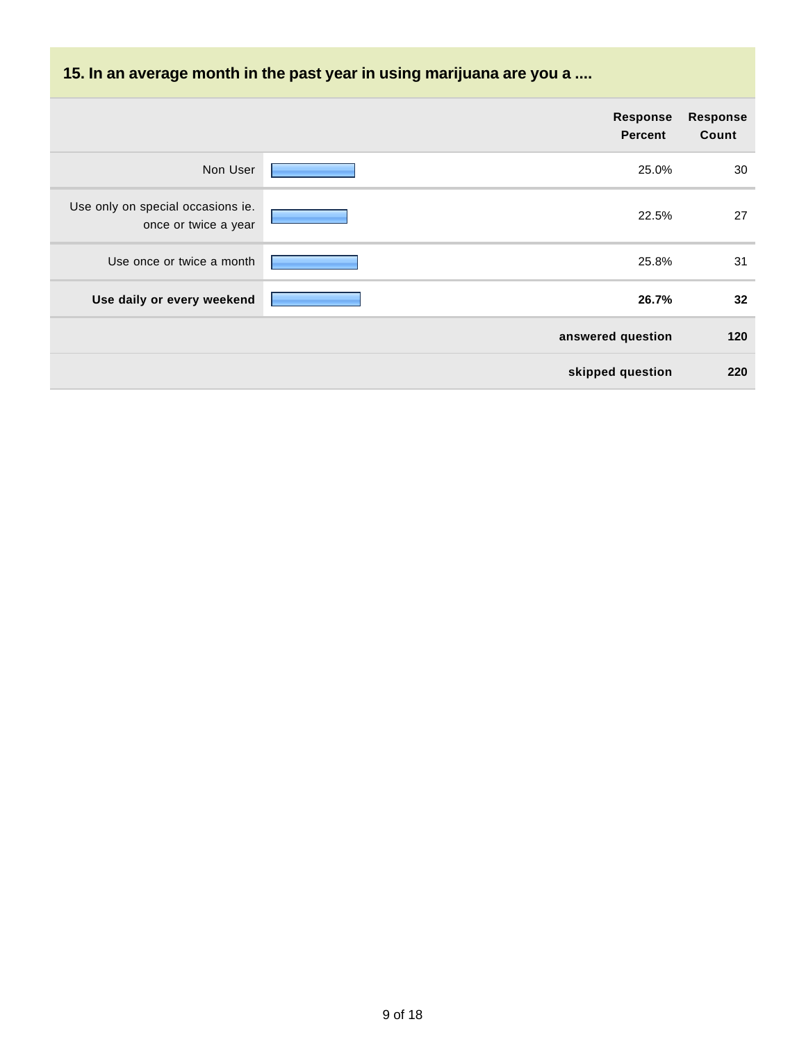## 15. In an average month in the past year in using marijuana are you a ....

| | Response Percent | Response Count |
|---|---|---|
| Non User | 25.0% | 30 |
| Use only on special occasions ie. once or twice a year | 22.5% | 27 |
| Use once or twice a month | 25.8% | 31 |
| **Use daily or every weekend** | **26.7%** | **32** |
| | **answered question** | **120** |
| | **skipped question** | **220** |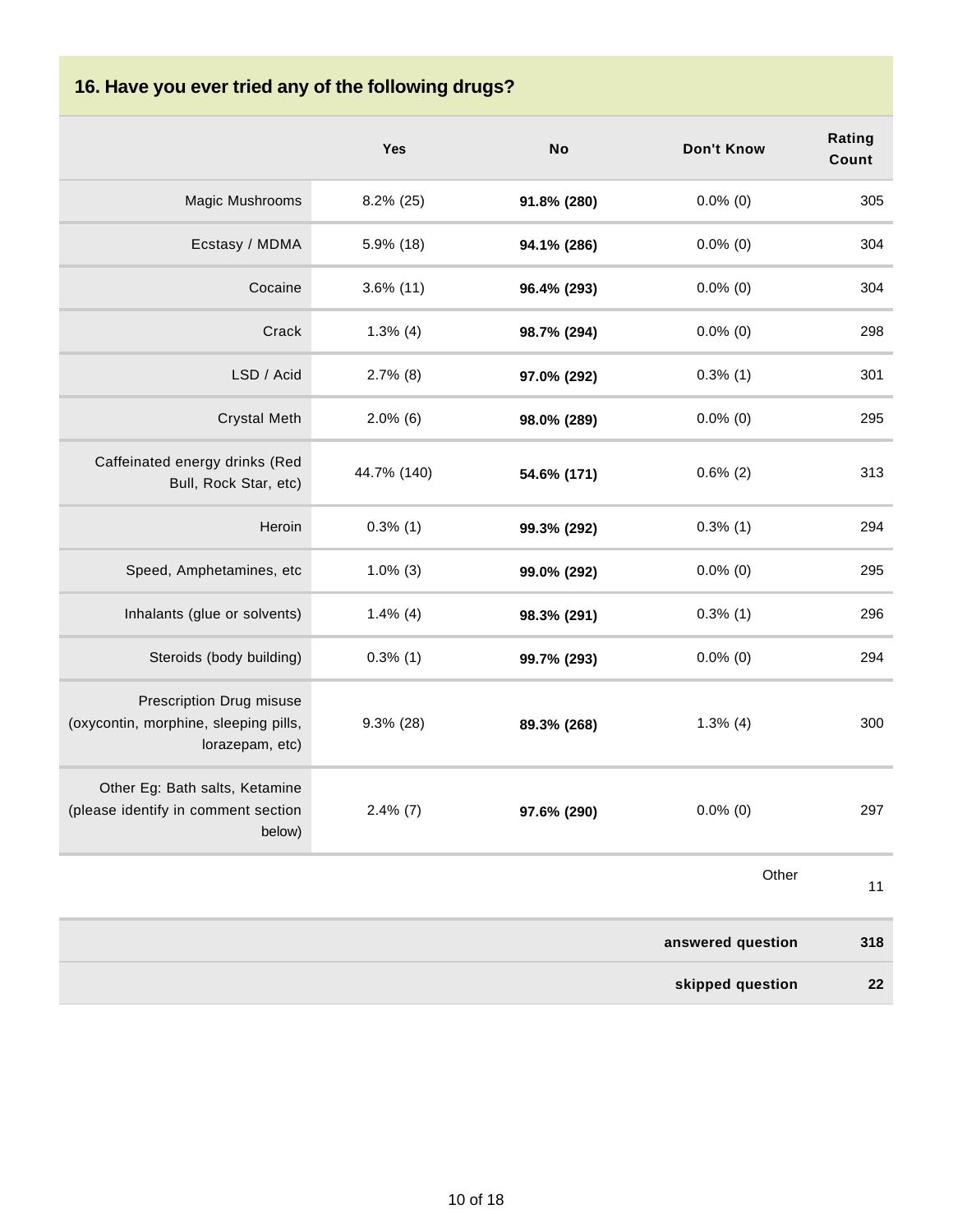## 16. Have you ever tried any of the following drugs?

| | Yes | No | Don't Know | Rating Count |
|---|---|---|---|---|
| Magic Mushrooms | 8.2% (25) | **91.8% (280)** | 0.0% (0) | 305 |
| Ecstasy / MDMA | 5.9% (18) | **94.1% (286)** | 0.0% (0) | 304 |
| Cocaine | 3.6% (11) | **96.4% (293)** | 0.0% (0) | 304 |
| Crack | 1.3% (4) | **98.7% (294)** | 0.0% (0) | 298 |
| LSD / Acid | 2.7% (8) | **97.0% (292)** | 0.3% (1) | 301 |
| Crystal Meth | 2.0% (6) | **98.0% (289)** | 0.0% (0) | 295 |
| Caffeinated energy drinks (Red Bull, Rock Star, etc) | 44.7% (140) | **54.6% (171)** | 0.6% (2) | 313 |
| Heroin | 0.3% (1) | **99.3% (292)** | 0.3% (1) | 294 |
| Speed, Amphetamines, etc | 1.0% (3) | **99.0% (292)** | 0.0% (0) | 295 |
| Inhalants (glue or solvents) | 1.4% (4) | **98.3% (291)** | 0.3% (1) | 296 |
| Steroids (body building) | 0.3% (1) | **99.7% (293)** | 0.0% (0) | 294 |
| Prescription Drug misuse (oxycontin, morphine, sleeping pills, lorazepam, etc) | 9.3% (28) | **89.3% (268)** | 1.3% (4) | 300 |
| Other Eg: Bath salts, Ketamine (please identify in comment section below) | 2.4% (7) | **97.6% (290)** | 0.0% (0) | 297 |
| | | | Other | 11 |
| | | | **answered question** | **318** |
| | | | **skipped question** | **22** |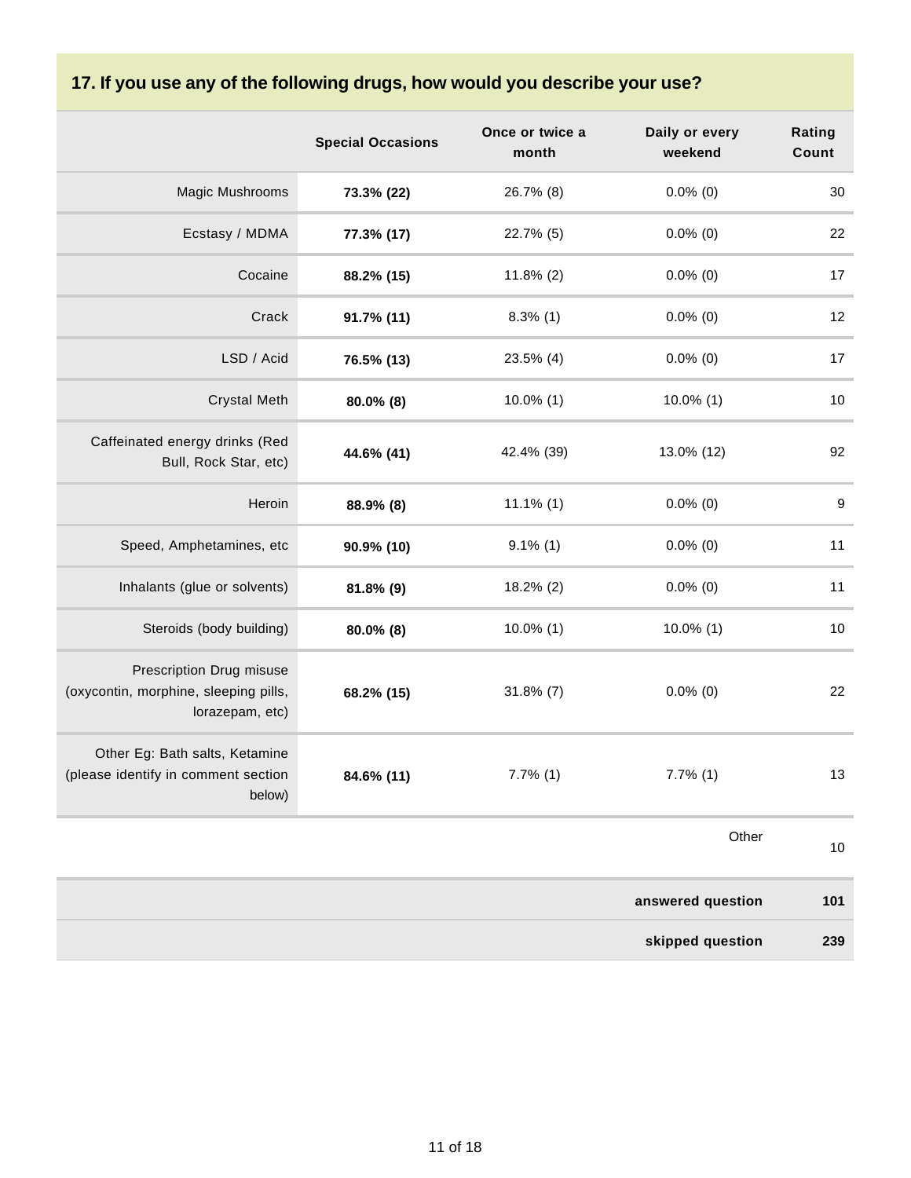## 17. If you use any of the following drugs, how would you describe your use?

| | Special Occasions | Once or twice a month | Daily or every weekend | Rating Count |
|---|---|---|---|---|
| Magic Mushrooms | **73.3% (22)** | 26.7% (8) | 0.0% (0) | 30 |
| Ecstasy / MDMA | **77.3% (17)** | 22.7% (5) | 0.0% (0) | 22 |
| Cocaine | **88.2% (15)** | 11.8% (2) | 0.0% (0) | 17 |
| Crack | **91.7% (11)** | 8.3% (1) | 0.0% (0) | 12 |
| LSD / Acid | **76.5% (13)** | 23.5% (4) | 0.0% (0) | 17 |
| Crystal Meth | **80.0% (8)** | 10.0% (1) | 10.0% (1) | 10 |
| Caffeinated energy drinks (Red Bull, Rock Star, etc) | **44.6% (41)** | 42.4% (39) | 13.0% (12) | 92 |
| Heroin | **88.9% (8)** | 11.1% (1) | 0.0% (0) | 9 |
| Speed, Amphetamines, etc | **90.9% (10)** | 9.1% (1) | 0.0% (0) | 11 |
| Inhalants (glue or solvents) | **81.8% (9)** | 18.2% (2) | 0.0% (0) | 11 |
| Steroids (body building) | **80.0% (8)** | 10.0% (1) | 10.0% (1) | 10 |
| Prescription Drug misuse (oxycontin, morphine, sleeping pills, lorazepam, etc) | **68.2% (15)** | 31.8% (7) | 0.0% (0) | 22 |
| Other Eg: Bath salts, Ketamine (please identify in comment section below) | **84.6% (11)** | 7.7% (1) | 7.7% (1) | 13 |
| | | | Other | 10 |
| | | | **answered question** | **101** |
| | | | **skipped question** | **239** |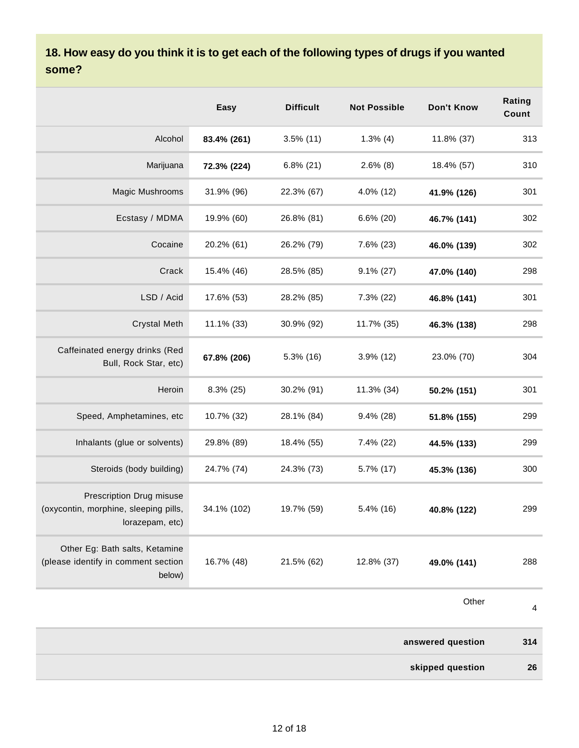## 18. How easy do you think it is to get each of the following types of drugs if you wanted some?

| | Easy | Difficult | Not Possible | Don't Know | Rating Count |
|---|---|---|---|---|---|
| Alcohol | **83.4% (261)** | 3.5% (11) | 1.3% (4) | 11.8% (37) | 313 |
| Marijuana | **72.3% (224)** | 6.8% (21) | 2.6% (8) | 18.4% (57) | 310 |
| Magic Mushrooms | 31.9% (96) | 22.3% (67) | 4.0% (12) | **41.9% (126)** | 301 |
| Ecstasy / MDMA | 19.9% (60) | 26.8% (81) | 6.6% (20) | **46.7% (141)** | 302 |
| Cocaine | 20.2% (61) | 26.2% (79) | 7.6% (23) | **46.0% (139)** | 302 |
| Crack | 15.4% (46) | 28.5% (85) | 9.1% (27) | **47.0% (140)** | 298 |
| LSD / Acid | 17.6% (53) | 28.2% (85) | 7.3% (22) | **46.8% (141)** | 301 |
| Crystal Meth | 11.1% (33) | 30.9% (92) | 11.7% (35) | **46.3% (138)** | 298 |
| Caffeinated energy drinks (Red Bull, Rock Star, etc) | **67.8% (206)** | 5.3% (16) | 3.9% (12) | 23.0% (70) | 304 |
| Heroin | 8.3% (25) | 30.2% (91) | 11.3% (34) | **50.2% (151)** | 301 |
| Speed, Amphetamines, etc | 10.7% (32) | 28.1% (84) | 9.4% (28) | **51.8% (155)** | 299 |
| Inhalants (glue or solvents) | 29.8% (89) | 18.4% (55) | 7.4% (22) | **44.5% (133)** | 299 |
| Steroids (body building) | 24.7% (74) | 24.3% (73) | 5.7% (17) | **45.3% (136)** | 300 |
| Prescription Drug misuse (oxycontin, morphine, sleeping pills, lorazepam, etc) | 34.1% (102) | 19.7% (59) | 5.4% (16) | **40.8% (122)** | 299 |
| Other Eg: Bath salts, Ketamine (please identify in comment section below) | 16.7% (48) | 21.5% (62) | 12.8% (37) | **49.0% (141)** | 288 |
| | | | | Other | 4 |

| | |
|---|---|
| **answered question** | **314** |
| **skipped question** | **26** |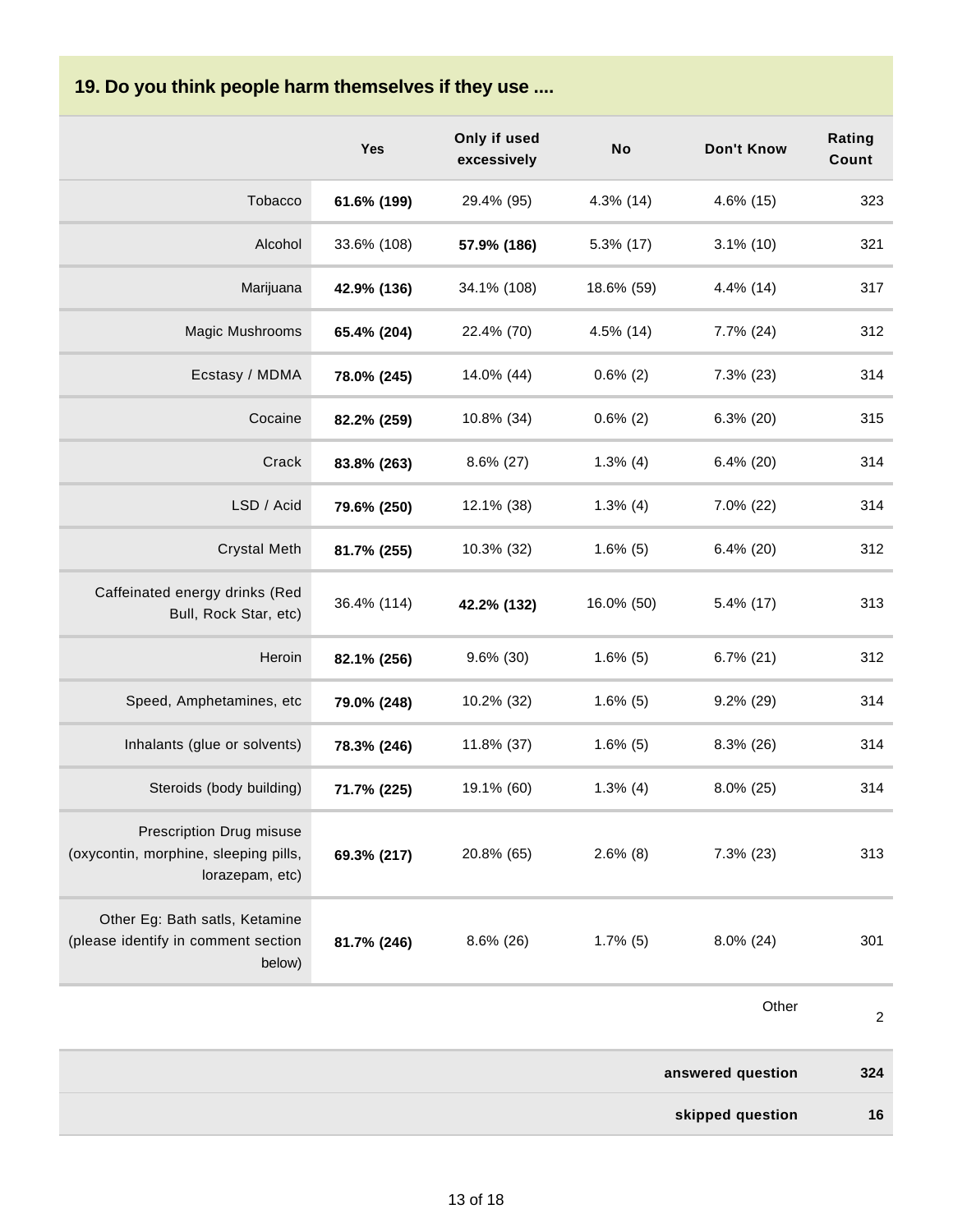## 19. Do you think people harm themselves if they use ....

| | Yes | Only if used excessively | No | Don't Know | Rating Count |
|---|---|---|---|---|---|
| Tobacco | **61.6% (199)** | 29.4% (95) | 4.3% (14) | 4.6% (15) | 323 |
| Alcohol | 33.6% (108) | **57.9% (186)** | 5.3% (17) | 3.1% (10) | 321 |
| Marijuana | **42.9% (136)** | 34.1% (108) | 18.6% (59) | 4.4% (14) | 317 |
| Magic Mushrooms | **65.4% (204)** | 22.4% (70) | 4.5% (14) | 7.7% (24) | 312 |
| Ecstasy / MDMA | **78.0% (245)** | 14.0% (44) | 0.6% (2) | 7.3% (23) | 314 |
| Cocaine | **82.2% (259)** | 10.8% (34) | 0.6% (2) | 6.3% (20) | 315 |
| Crack | **83.8% (263)** | 8.6% (27) | 1.3% (4) | 6.4% (20) | 314 |
| LSD / Acid | **79.6% (250)** | 12.1% (38) | 1.3% (4) | 7.0% (22) | 314 |
| Crystal Meth | **81.7% (255)** | 10.3% (32) | 1.6% (5) | 6.4% (20) | 312 |
| Caffeinated energy drinks (Red Bull, Rock Star, etc) | 36.4% (114) | **42.2% (132)** | 16.0% (50) | 5.4% (17) | 313 |
| Heroin | **82.1% (256)** | 9.6% (30) | 1.6% (5) | 6.7% (21) | 312 |
| Speed, Amphetamines, etc | **79.0% (248)** | 10.2% (32) | 1.6% (5) | 9.2% (29) | 314 |
| Inhalants (glue or solvents) | **78.3% (246)** | 11.8% (37) | 1.6% (5) | 8.3% (26) | 314 |
| Steroids (body building) | **71.7% (225)** | 19.1% (60) | 1.3% (4) | 8.0% (25) | 314 |
| Prescription Drug misuse (oxycontin, morphine, sleeping pills, lorazepam, etc) | **69.3% (217)** | 20.8% (65) | 2.6% (8) | 7.3% (23) | 313 |
| Other Eg: Bath satls, Ketamine (please identify in comment section below) | **81.7% (246)** | 8.6% (26) | 1.7% (5) | 8.0% (24) | 301 |
| | | | | Other | 2 |
| | | | | **answered question** | **324** |
| | | | | **skipped question** | **16** |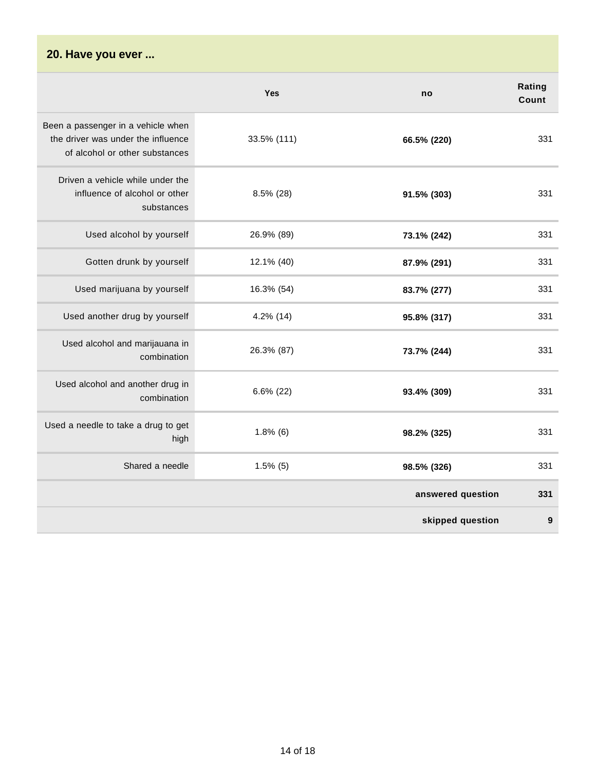## 20. Have you ever ...

| | Yes | no | Rating Count |
|---|---|---|---|
| Been a passenger in a vehicle when the driver was under the influence of alcohol or other substances | 33.5% (111) | **66.5% (220)** | 331 |
| Driven a vehicle while under the influence of alcohol or other substances | 8.5% (28) | **91.5% (303)** | 331 |
| Used alcohol by yourself | 26.9% (89) | **73.1% (242)** | 331 |
| Gotten drunk by yourself | 12.1% (40) | **87.9% (291)** | 331 |
| Used marijuana by yourself | 16.3% (54) | **83.7% (277)** | 331 |
| Used another drug by yourself | 4.2% (14) | **95.8% (317)** | 331 |
| Used alcohol and marijauana in combination | 26.3% (87) | **73.7% (244)** | 331 |
| Used alcohol and another drug in combination | 6.6% (22) | **93.4% (309)** | 331 |
| Used a needle to take a drug to get high | 1.8% (6) | **98.2% (325)** | 331 |
| Shared a needle | 1.5% (5) | **98.5% (326)** | 331 |
| | | **answered question** | **331** |
| | | **skipped question** | **9** |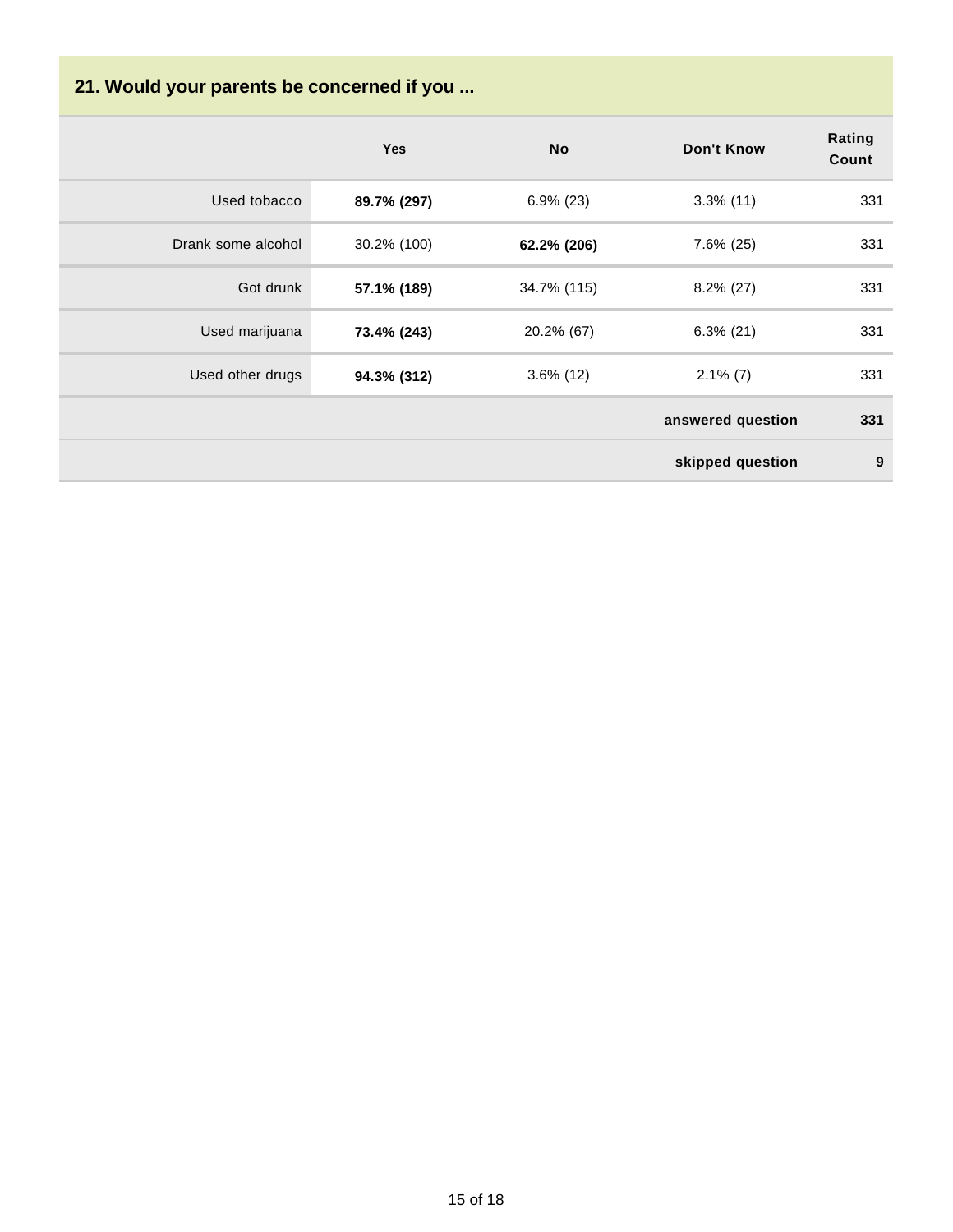## 21. Would your parents be concerned if you ...

| | Yes | No | Don't Know | Rating Count |
|---|---|---|---|---|
| Used tobacco | **89.7% (297)** | 6.9% (23) | 3.3% (11) | 331 |
| Drank some alcohol | 30.2% (100) | **62.2% (206)** | 7.6% (25) | 331 |
| Got drunk | **57.1% (189)** | 34.7% (115) | 8.2% (27) | 331 |
| Used marijuana | **73.4% (243)** | 20.2% (67) | 6.3% (21) | 331 |
| Used other drugs | **94.3% (312)** | 3.6% (12) | 2.1% (7) | 331 |
| | | | **answered question** | **331** |
| | | | **skipped question** | **9** |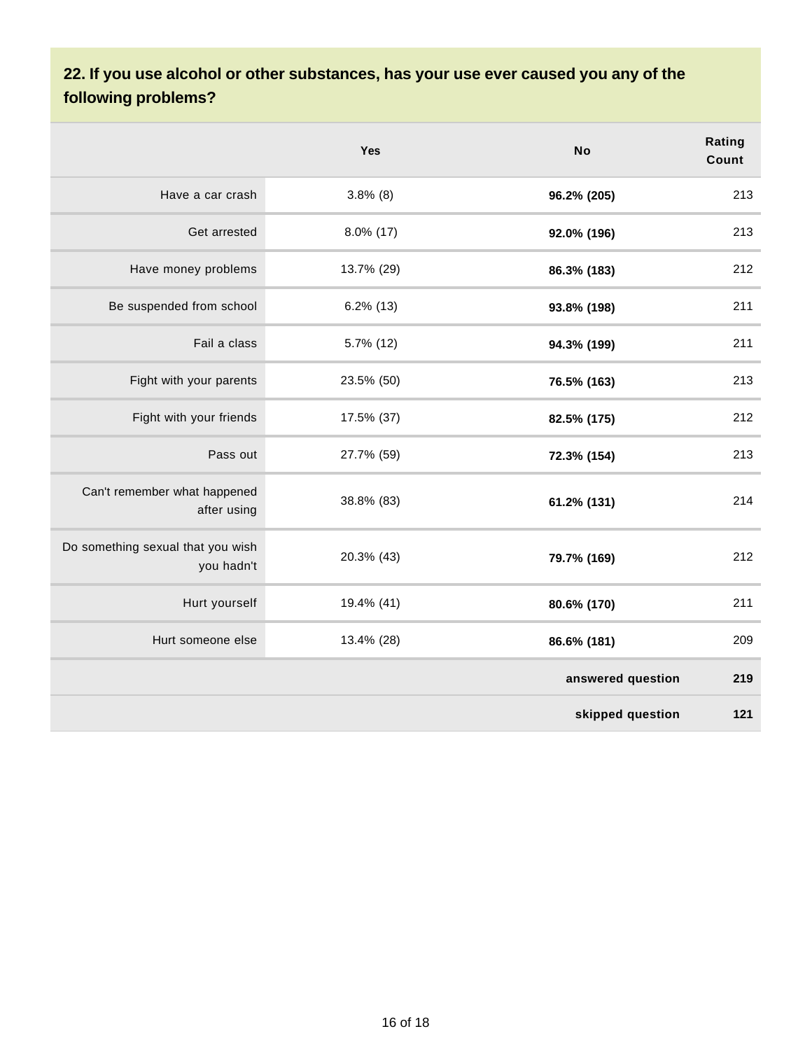## 22. If you use alcohol or other substances, has your use ever caused you any of the following problems?

| | Yes | No | Rating Count |
|---|---|---|---|
| Have a car crash | 3.8% (8) | **96.2% (205)** | 213 |
| Get arrested | 8.0% (17) | **92.0% (196)** | 213 |
| Have money problems | 13.7% (29) | **86.3% (183)** | 212 |
| Be suspended from school | 6.2% (13) | **93.8% (198)** | 211 |
| Fail a class | 5.7% (12) | **94.3% (199)** | 211 |
| Fight with your parents | 23.5% (50) | **76.5% (163)** | 213 |
| Fight with your friends | 17.5% (37) | **82.5% (175)** | 212 |
| Pass out | 27.7% (59) | **72.3% (154)** | 213 |
| Can't remember what happened after using | 38.8% (83) | **61.2% (131)** | 214 |
| Do something sexual that you wish you hadn't | 20.3% (43) | **79.7% (169)** | 212 |
| Hurt yourself | 19.4% (41) | **80.6% (170)** | 211 |
| Hurt someone else | 13.4% (28) | **86.6% (181)** | 209 |
| | | **answered question** | **219** |
| | | **skipped question** | **121** |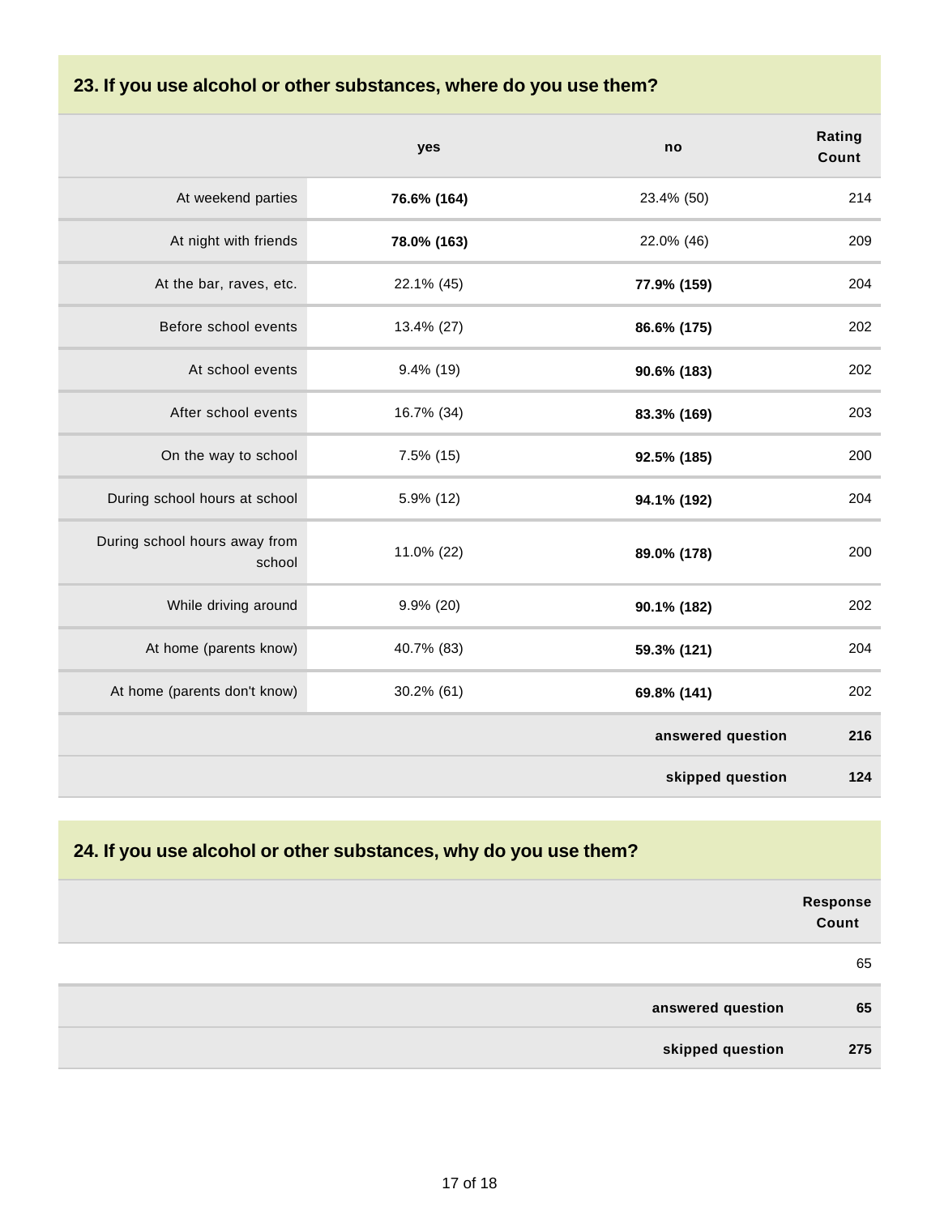## 23. If you use alcohol or other substances, where do you use them?

| | yes | no | Rating Count |
|---|---|---|---|
| At weekend parties | **76.6% (164)** | 23.4% (50) | 214 |
| At night with friends | **78.0% (163)** | 22.0% (46) | 209 |
| At the bar, raves, etc. | 22.1% (45) | **77.9% (159)** | 204 |
| Before school events | 13.4% (27) | **86.6% (175)** | 202 |
| At school events | 9.4% (19) | **90.6% (183)** | 202 |
| After school events | 16.7% (34) | **83.3% (169)** | 203 |
| On the way to school | 7.5% (15) | **92.5% (185)** | 200 |
| During school hours at school | 5.9% (12) | **94.1% (192)** | 204 |
| During school hours away from school | 11.0% (22) | **89.0% (178)** | 200 |
| While driving around | 9.9% (20) | **90.1% (182)** | 202 |
| At home (parents know) | 40.7% (83) | **59.3% (121)** | 204 |
| At home (parents don't know) | 30.2% (61) | **69.8% (141)** | 202 |
| | | **answered question** | **216** |
| | | **skipped question** | **124** |

## 24. If you use alcohol or other substances, why do you use them?

| | Response Count |
|---|---|
| | 65 |
| **answered question** | **65** |
| **skipped question** | **275** |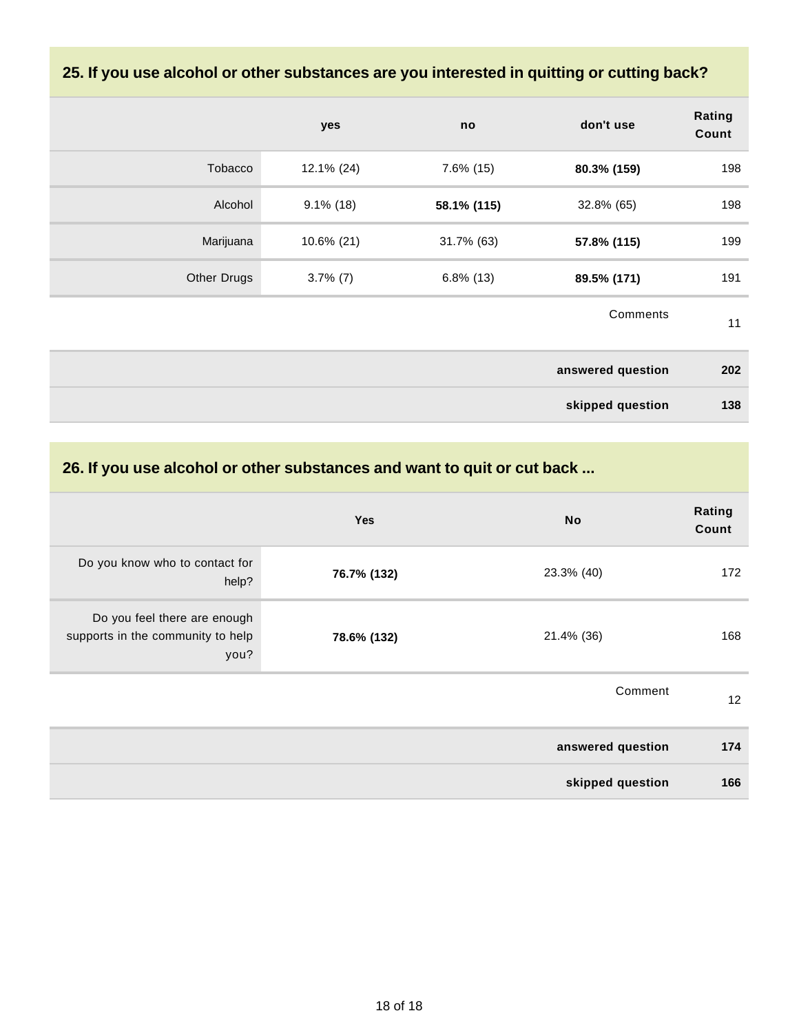## 25. If you use alcohol or other substances are you interested in quitting or cutting back?

| | yes | no | don't use | Rating Count |
|---|---|---|---|---|
| Tobacco | 12.1% (24) | 7.6% (15) | **80.3% (159)** | 198 |
| Alcohol | 9.1% (18) | **58.1% (115)** | 32.8% (65) | 198 |
| Marijuana | 10.6% (21) | 31.7% (63) | **57.8% (115)** | 199 |
| Other Drugs | 3.7% (7) | 6.8% (13) | **89.5% (171)** | 191 |
| | | | Comments | 11 |
| | | | **answered question** | **202** |
| | | | **skipped question** | **138** |

## 26. If you use alcohol or other substances and want to quit or cut back ...

| | Yes | No | Rating Count |
|---|---|---|---|
| Do you know who to contact for help? | **76.7% (132)** | 23.3% (40) | 172 |
| Do you feel there are enough supports in the community to help you? | **78.6% (132)** | 21.4% (36) | 168 |
| | | Comment | 12 |
| | | **answered question** | **174** |
| | | **skipped question** | **166** |